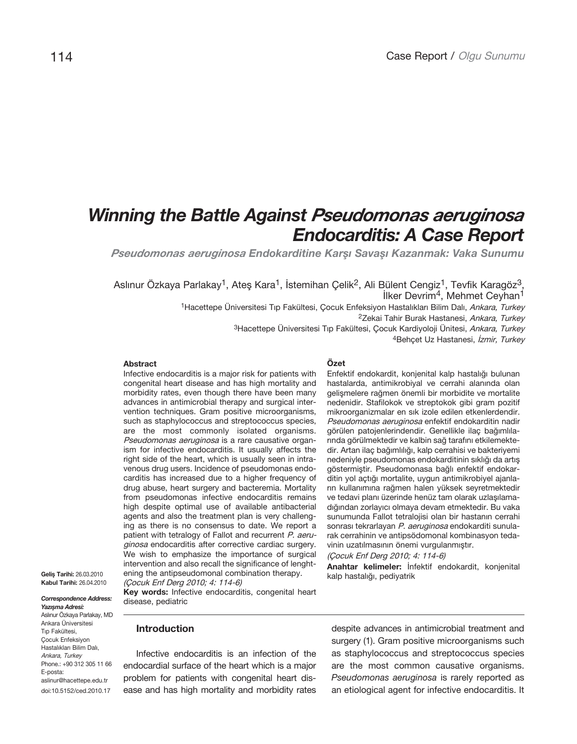Case Report / *Olgu Sunumu*

# *Winning the Battle Against Pseudomonas aeruginosa Endocarditis: A Case Report*

## *Pseudomonas aeruginosa Endokarditine Karşı Savaşı Kazanmak: Vaka Sunumu*

Aslınur Özkaya Parlakay[1], Ateş Kara[1], İstemihan Çelik[2], Ali Bülent Cengiz[1], Tevfik Karagöz[3], İlker Devrim[4], Mehmet Ceyhan[1]

[1]Hacettepe Üniversitesi Tıp Fakültesi, Çocuk Enfeksiyon Hastalıkları Bilim Dalı, *Ankara, Turkey*
[2]Zekai Tahir Burak Hastanesi, *Ankara, Turkey*
[3]Hacettepe Üniversitesi Tıp Fakültesi, Çocuk Kardiyoloji Ünitesi, *Ankara, Turkey*
[4]Behçet Uz Hastanesi, *İzmir, Turkey*

**Geliş Tarihi:** 26.03.2010
**Kabul Tarihi:** 26.04.2010

***Correspondence Address:***
***Yazışma Adresi:***
Aslınur Özkaya Parlakay, MD
Ankara Üniversitesi
Tıp Fakültesi,
Çocuk Enfeksiyon
Hastalıkları Bilim Dalı,
*Ankara, Turkey*
Phone.: +90 312 305 11 66
E-posta:
aslinur@hacettepe.edu.tr
doi:10.5152/ced.2010.17

### Abstract

Infective endocarditis is a major risk for patients with congenital heart disease and has high mortality and morbidity rates, even though there have been many advances in antimicrobial therapy and surgical intervention techniques. Gram positive microorganisms, such as staphylococcus and streptococcus species, are the most commonly isolated organisms. *Pseudomonas aeruginosa* is a rare causative organism for infective endocarditis. It usually affects the right side of the heart, which is usually seen in intravenous drug users. Incidence of pseudomonas endocarditis has increased due to a higher frequency of drug abuse, heart surgery and bacteremia. Mortality from pseudomonas infective endocarditis remains high despite optimal use of available antibacterial agents and also the treatment plan is very challenging as there is no consensus to date. We report a patient with tetralogy of Fallot and recurrent *P. aeruginosa* endocarditis after corrective cardiac surgery. We wish to emphasize the importance of surgical intervention and also recall the significance of lenghtening the antipseudomonal combination therapy. *(Çocuk Enf Derg 2010; 4: 114-6)*

**Key words:** Infective endocarditis, congenital heart disease, pediatric

### Özet

Enfektif endokardit, konjenital kalp hastalığı bulunan hastalarda, antimikrobiyal ve cerrahi alanında olan gelişmelere rağmen önemli bir morbidite ve mortalite nedenidir. Stafilokok ve streptokok gibi gram pozitif mikroorganizmalar en sık izole edilen etkenlerdendir. *Pseudomonas aeruginosa* enfektif endokarditin nadir görülen patojenlerindendir. Genellikle ilaç bağımlılarında görülmektedir ve kalbin sağ tarafını etkilemektedir. Artan ilaç bağımlılığı, kalp cerrahisi ve bakteriyemi nedeniyle pseudomonas endokarditinin sıklığı da artış göstermiştir. Pseudomonasa bağlı enfektif endokarditin yol açtığı mortalite, uygun antimikrobiyel ajanların kullanımına rağmen halen yüksek seyretmektedir ve tedavi planı üzerinde henüz tam olarak uzlaşılamadığından zorlayıcı olmaya devam etmektedir. Bu vaka sunumunda Fallot tetralojisi olan bir hastanın cerrahi sonrası tekrarlayan *P. aeruginosa* endokarditi sunularak cerrahinin ve antipsödomonal kombinasyon tedavinin uzatılmasının önemi vurgulanmıştır. *(Çocuk Enf Derg 2010; 4: 114-6)*

**Anahtar kelimeler:** İnfektif endokardit, konjenital kalp hastalığı, pediyatrik

### Introduction

Infective endocarditis is an infection of the endocardial surface of the heart which is a major problem for patients with congenital heart disease and has high mortality and morbidity rates despite advances in antimicrobial treatment and surgery (1). Gram positive microorganisms such as staphylococcus and streptococcus species are the most common causative organisms. *Pseudomonas aeruginosa* is rarely reported as an etiological agent for infective endocarditis. It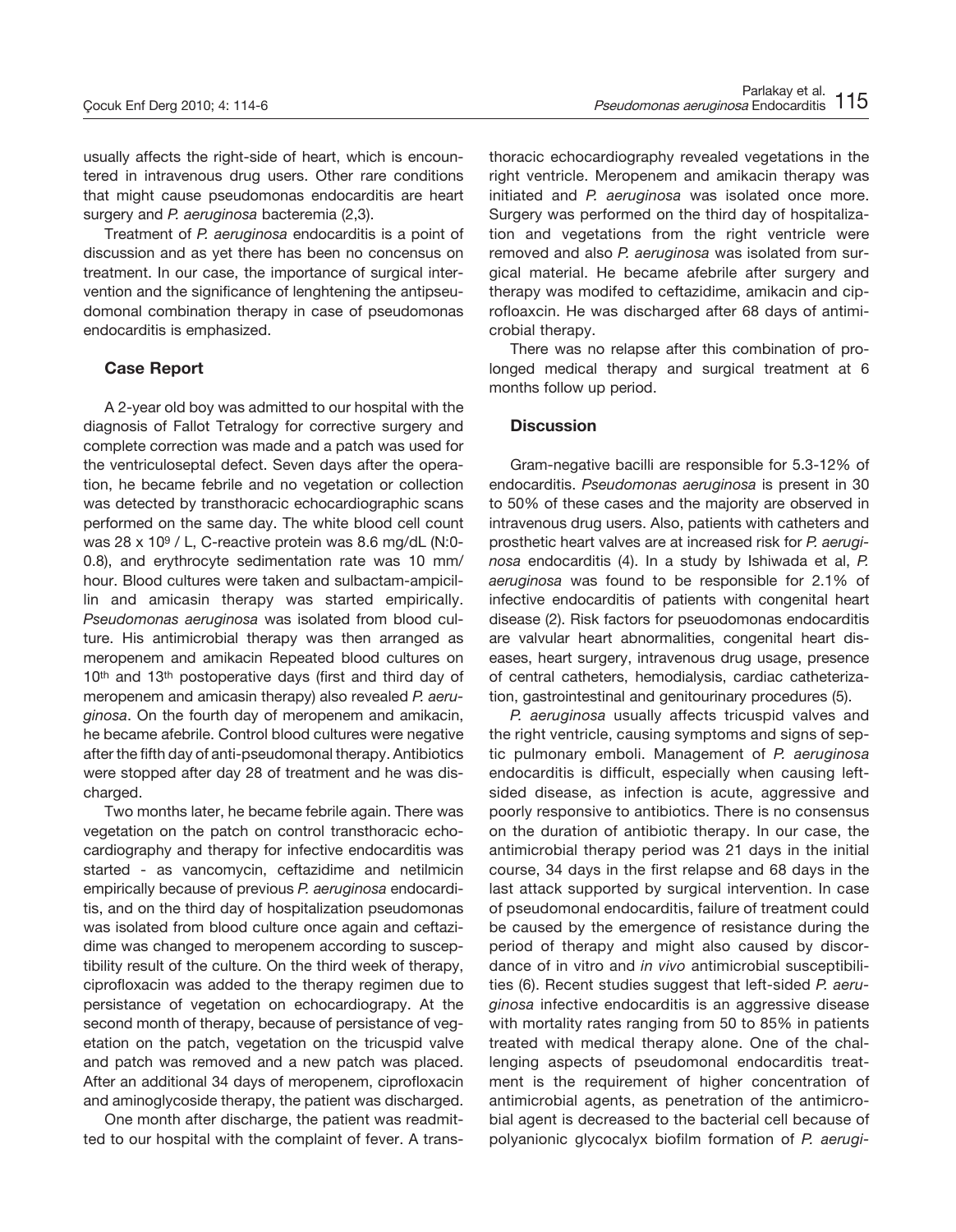usually affects the right-side of heart, which is encountered in intravenous drug users. Other rare conditions that might cause pseudomonas endocarditis are heart surgery and *P. aeruginosa* bacteremia (2,3).

Treatment of *P. aeruginosa* endocarditis is a point of discussion and as yet there has been no concensus on treatment. In our case, the importance of surgical intervention and the significance of lenghtening the antipseudomonal combination therapy in case of pseudomonas endocarditis is emphasized.

## Case Report

A 2-year old boy was admitted to our hospital with the diagnosis of Fallot Tetralogy for corrective surgery and complete correction was made and a patch was used for the ventriculoseptal defect. Seven days after the operation, he became febrile and no vegetation or collection was detected by transthoracic echocardiographic scans performed on the same day. The white blood cell count was $28 \times 10^9$ / L, C-reactive protein was 8.6 mg/dL (N:0-0.8), and erythrocyte sedimentation rate was 10 mm/hour. Blood cultures were taken and sulbactam-ampicillin and amicasin therapy was started empirically. *Pseudomonas aeruginosa* was isolated from blood culture. His antimicrobial therapy was then arranged as meropenem and amikacin Repeated blood cultures on $10^{th}$ and $13^{th}$ postoperative days (first and third day of meropenem and amicasin therapy) also revealed *P. aeruginosa*. On the fourth day of meropenem and amikacin, he became afebrile. Control blood cultures were negative after the fifth day of anti-pseudomonal therapy. Antibiotics were stopped after day 28 of treatment and he was discharged.

Two months later, he became febrile again. There was vegetation on the patch on control transthoracic echocardiography and therapy for infective endocarditis was started - as vancomycin, ceftazidime and netilmicin empirically because of previous *P. aeruginosa* endocarditis, and on the third day of hospitalization pseudomonas was isolated from blood culture once again and ceftazidime was changed to meropenem according to susceptibility result of the culture. On the third week of therapy, ciprofloxacin was added to the therapy regimen due to persistance of vegetation on echocardiograpy. At the second month of therapy, because of persistance of vegetation on the patch, vegetation on the tricuspid valve and patch was removed and a new patch was placed. After an additional 34 days of meropenem, ciprofloxacin and aminoglycoside therapy, the patient was discharged.

One month after discharge, the patient was readmitted to our hospital with the complaint of fever. A transthoracic echocardiography revealed vegetations in the right ventricle. Meropenem and amikacin therapy was initiated and *P. aeruginosa* was isolated once more. Surgery was performed on the third day of hospitalization and vegetations from the right ventricle were removed and also *P. aeruginosa* was isolated from surgical material. He became afebrile after surgery and therapy was modifed to ceftazidime, amikacin and ciprofloaxcin. He was discharged after 68 days of antimicrobial therapy.

There was no relapse after this combination of prolonged medical therapy and surgical treatment at 6 months follow up period.

## Discussion

Gram-negative bacilli are responsible for 5.3-12% of endocarditis. *Pseudomonas aeruginosa* is present in 30 to 50% of these cases and the majority are observed in intravenous drug users. Also, patients with catheters and prosthetic heart valves are at increased risk for *P. aeruginosa* endocarditis (4). In a study by Ishiwada et al, *P. aeruginosa* was found to be responsible for 2.1% of infective endocarditis of patients with congenital heart disease (2). Risk factors for pseuodomonas endocarditis are valvular heart abnormalities, congenital heart diseases, heart surgery, intravenous drug usage, presence of central catheters, hemodialysis, cardiac catheterization, gastrointestinal and genitourinary procedures (5).

*P. aeruginosa* usually affects tricuspid valves and the right ventricle, causing symptoms and signs of septic pulmonary emboli. Management of *P. aeruginosa* endocarditis is difficult, especially when causing left-sided disease, as infection is acute, aggressive and poorly responsive to antibiotics. There is no consensus on the duration of antibiotic therapy. In our case, the antimicrobial therapy period was 21 days in the initial course, 34 days in the first relapse and 68 days in the last attack supported by surgical intervention. In case of pseudomonal endocarditis, failure of treatment could be caused by the emergence of resistance during the period of therapy and might also caused by discordance of in vitro and *in vivo* antimicrobial susceptibilities (6). Recent studies suggest that left-sided *P. aeruginosa* infective endocarditis is an aggressive disease with mortality rates ranging from 50 to 85% in patients treated with medical therapy alone. One of the challenging aspects of pseudomonal endocarditis treatment is the requirement of higher concentration of antimicrobial agents, as penetration of the antimicrobial agent is decreased to the bacterial cell because of polyanionic glycocalyx biofilm formation of *P. aerugi-*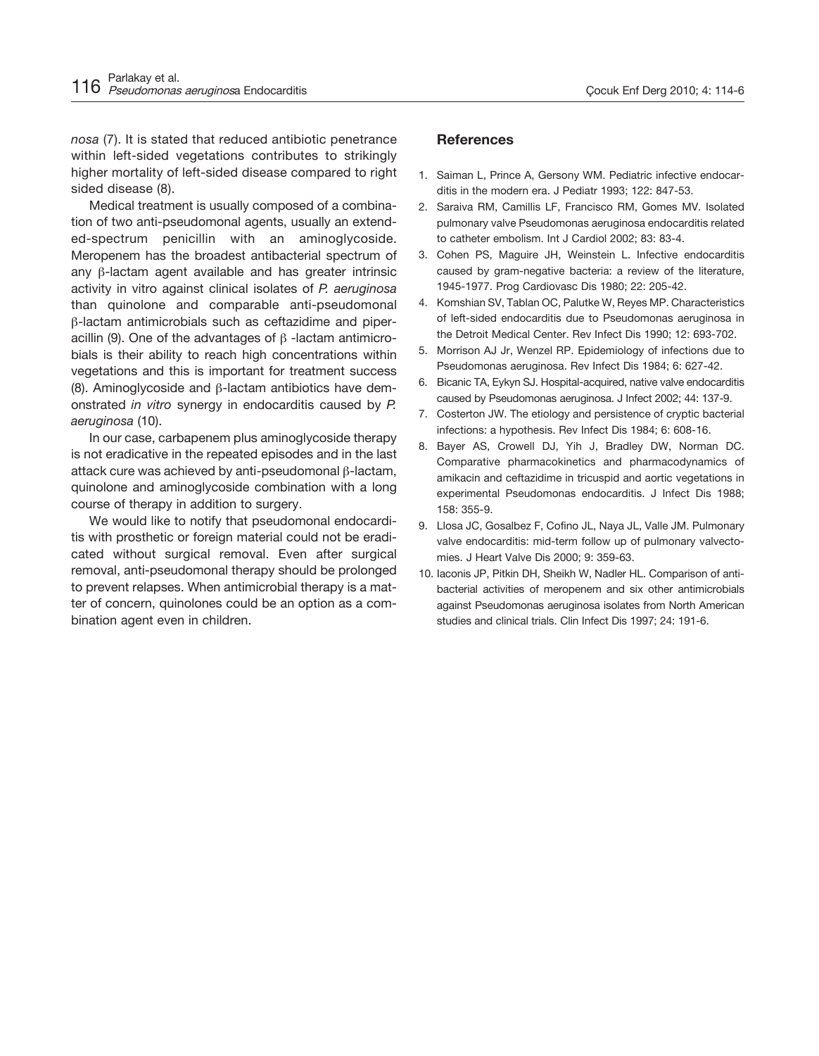*nosa* (7). It is stated that reduced antibiotic penetrance within left-sided vegetations contributes to strikingly higher mortality of left-sided disease compared to right sided disease (8).

Medical treatment is usually composed of a combination of two anti-pseudomonal agents, usually an extended-spectrum penicillin with an aminoglycoside. Meropenem has the broadest antibacterial spectrum of any β-lactam agent available and has greater intrinsic activity in vitro against clinical isolates of *P. aeruginosa* than quinolone and comparable anti-pseudomonal β-lactam antimicrobials such as ceftazidime and piperacillin (9). One of the advantages of β -lactam antimicrobials is their ability to reach high concentrations within vegetations and this is important for treatment success (8). Aminoglycoside and β-lactam antibiotics have demonstrated *in vitro* synergy in endocarditis caused by *P. aeruginosa* (10).

In our case, carbapenem plus aminoglycoside therapy is not eradicative in the repeated episodes and in the last attack cure was achieved by anti-pseudomonal β-lactam, quinolone and aminoglycoside combination with a long course of therapy in addition to surgery.

We would like to notify that pseudomonal endocarditis with prosthetic or foreign material could not be eradicated without surgical removal. Even after surgical removal, anti-pseudomonal therapy should be prolonged to prevent relapses. When antimicrobial therapy is a matter of concern, quinolones could be an option as a combination agent even in children.

## References

1. Saiman L, Prince A, Gersony WM. Pediatric infective endocarditis in the modern era. J Pediatr 1993; 122: 847-53.
2. Saraiva RM, Camillis LF, Francisco RM, Gomes MV. Isolated pulmonary valve Pseudomonas aeruginosa endocarditis related to catheter embolism. Int J Cardiol 2002; 83: 83-4.
3. Cohen PS, Maguire JH, Weinstein L. Infective endocarditis caused by gram-negative bacteria: a review of the literature, 1945-1977. Prog Cardiovasc Dis 1980; 22: 205-42.
4. Komshian SV, Tablan OC, Palutke W, Reyes MP. Characteristics of left-sided endocarditis due to Pseudomonas aeruginosa in the Detroit Medical Center. Rev Infect Dis 1990; 12: 693-702.
5. Morrison AJ Jr, Wenzel RP. Epidemiology of infections due to Pseudomonas aeruginosa. Rev Infect Dis 1984; 6: 627-42.
6. Bicanic TA, Eykyn SJ. Hospital-acquired, native valve endocarditis caused by Pseudomonas aeruginosa. J Infect 2002; 44: 137-9.
7. Costerton JW. The etiology and persistence of cryptic bacterial infections: a hypothesis. Rev Infect Dis 1984; 6: 608-16.
8. Bayer AS, Crowell DJ, Yih J, Bradley DW, Norman DC. Comparative pharmacokinetics and pharmacodynamics of amikacin and ceftazidime in tricuspid and aortic vegetations in experimental Pseudomonas endocarditis. J Infect Dis 1988; 158: 355-9.
9. Llosa JC, Gosalbez F, Cofino JL, Naya JL, Valle JM. Pulmonary valve endocarditis: mid-term follow up of pulmonary valvectomies. J Heart Valve Dis 2000; 9: 359-63.
10. Iaconis JP, Pitkin DH, Sheikh W, Nadler HL. Comparison of antibacterial activities of meropenem and six other antimicrobials against Pseudomonas aeruginosa isolates from North American studies and clinical trials. Clin Infect Dis 1997; 24: 191-6.